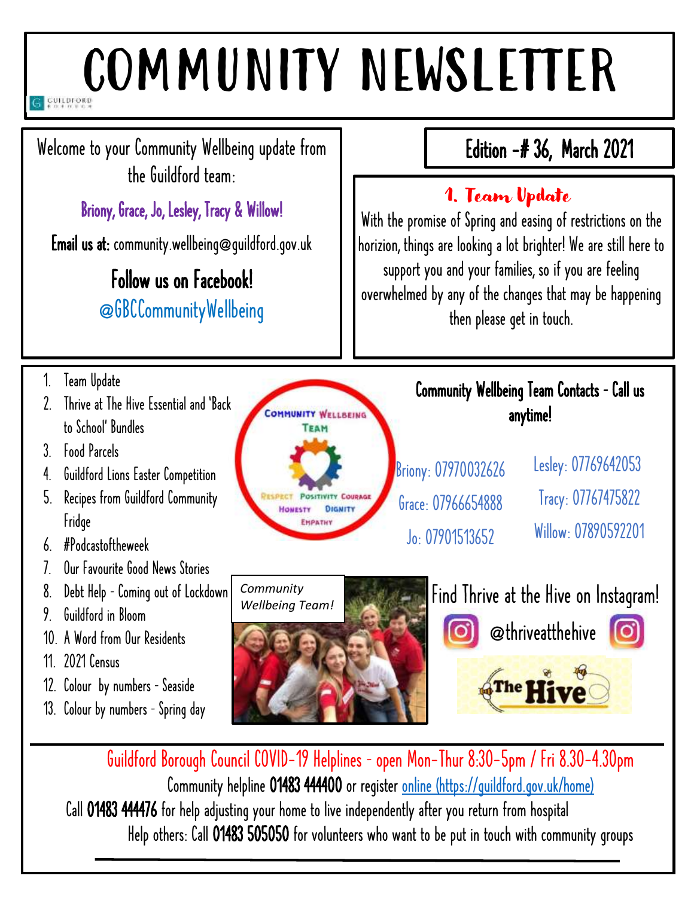# COMMUNITY NEWSLETTER

Welcome to your Community Wellbeing update from the Guildford team:

**Briony, Grace, Jo, Lesley, Tracy & Willow!**

**Email us at:** community.wellbeing@guildford.gov.uk

**Follow us on Facebook!**
@GBCCommunityWellbeing

## Edition -# 36, March 2021

### 1. Team Update

With the promise of Spring and easing of restrictions on the horizion, things are looking a lot brighter! We are still here to support you and your families, so if you are feeling overwhelmed by any of the changes that may be happening then please get in touch.

1. Team Update
2. Thrive at The Hive Essential and 'Back to School' Bundles
3. Food Parcels
4. Guildford Lions Easter Competition
5. Recipes from Guildford Community Fridge
6. #Podcastoftheweek
7. Our Favourite Good News Stories
8. Debt Help - Coming out of Lockdown
9. Guildford in Bloom
10. A Word from Our Residents
11. 2021 Census
12. Colour by numbers - Seaside
13. Colour by numbers - Spring day

**Community Wellbeing Team Contacts - Call us anytime!**

Briony: 07970032626
Grace: 07966654888
Jo: 07901513652
Lesley: 07769642053
Tracy: 07767475822
Willow: 07890592201

*Community Wellbeing Team!*

Find Thrive at the Hive on Instagram!

@thriveatthehive

Guildford Borough Council COVID-19 Helplines - open Mon-Thur 8:30-5pm / Fri 8.30-4.30pm

Community helpline **01483 444400** or register online (https://guildford.gov.uk/home)

Call **01483 444476** for help adjusting your home to live independently after you return from hospital

Help others: Call **01483 505050** for volunteers who want to be put in touch with community groups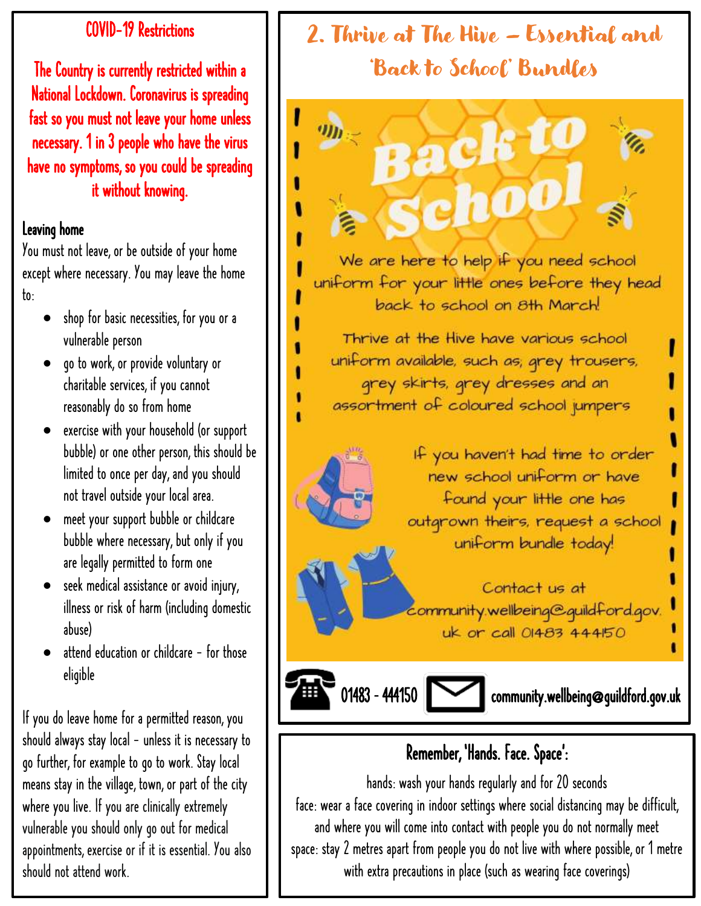## COVID-19 Restrictions

**The Country is currently restricted within a National Lockdown. Coronavirus is spreading fast so you must not leave your home unless necessary. 1 in 3 people who have the virus have no symptoms, so you could be spreading it without knowing.**

### Leaving home

You must not leave, or be outside of your home except where necessary. You may leave the home to:

- shop for basic necessities, for you or a vulnerable person
- go to work, or provide voluntary or charitable services, if you cannot reasonably do so from home
- exercise with your household (or support bubble) or one other person, this should be limited to once per day, and you should not travel outside your local area.
- meet your support bubble or childcare bubble where necessary, but only if you are legally permitted to form one
- seek medical assistance or avoid injury, illness or risk of harm (including domestic abuse)
- attend education or childcare – for those eligible

If you do leave home for a permitted reason, you should always stay local – unless it is necessary to go further, for example to go to work. Stay local means stay in the village, town, or part of the city where you live. If you are clinically extremely vulnerable you should only go out for medical appointments, exercise or if it is essential. You also should not attend work.

## 2. Thrive at The Hive – Essential and 'Back to School' Bundles

### Back to School

We are here to help if you need school uniform for your little ones before they head back to school on 8th March!

Thrive at the Hive have various school uniform available, such as; grey trousers, grey skirts, grey dresses and an assortment of coloured school jumpers

If you haven't had time to order new school uniform or have found your little one has outgrown theirs, request a school uniform bundle today!

Contact us at community.wellbeing@guildford.gov.uk or call 01483 444150

01483 - 444150 community.wellbeing@guildford.gov.uk

### Remember, 'Hands. Face. Space':

hands: wash your hands regularly and for 20 seconds
face: wear a face covering in indoor settings where social distancing may be difficult, and where you will come into contact with people you do not normally meet
space: stay 2 metres apart from people you do not live with where possible, or 1 metre with extra precautions in place (such as wearing face coverings)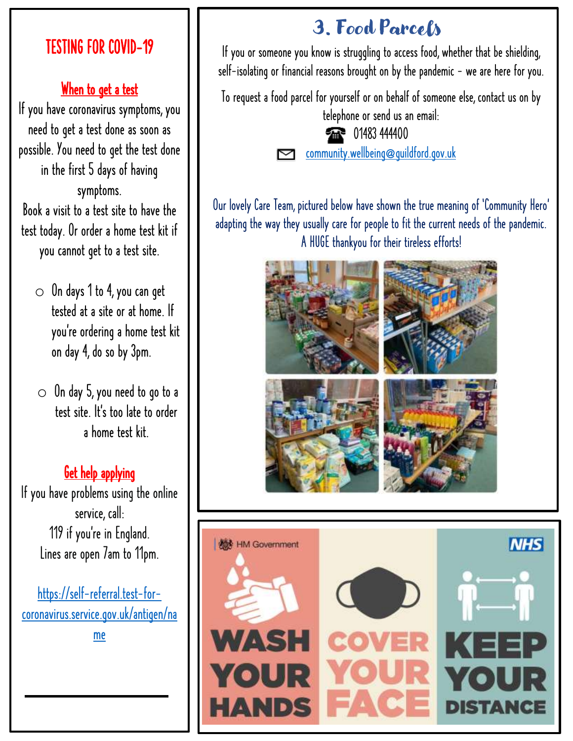## TESTING FOR COVID-19

### When to get a test

If you have coronavirus symptoms, you need to get a test done as soon as possible. You need to get the test done in the first 5 days of having symptoms.

Book a visit to a test site to have the test today. Or order a home test kit if you cannot get to a test site.

- On days 1 to 4, you can get tested at a site or at home. If you're ordering a home test kit on day 4, do so by 3pm.
- On day 5, you need to go to a test site. It's too late to order a home test kit.

### Get help applying

If you have problems using the online service, call:
119 if you're in England.
Lines are open 7am to 11pm.

https://self-referral.test-for-coronavirus.service.gov.uk/antigen/name

## 3. Food Parcels

If you or someone you know is struggling to access food, whether that be shielding, self-isolating or financial reasons brought on by the pandemic – we are here for you.

To request a food parcel for yourself or on behalf of someone else, contact us on by telephone or send us an email:

☎ 01483 444400

✉ community.wellbeing@guildford.gov.uk

Our lovely Care Team, pictured below have shown the true meaning of 'Community Hero' adapting the way they usually care for people to fit the current needs of the pandemic. A HUGE thankyou for their tireless efforts!

HM Government — NHS

WASH YOUR HANDS — COVER YOUR FACE — KEEP YOUR DISTANCE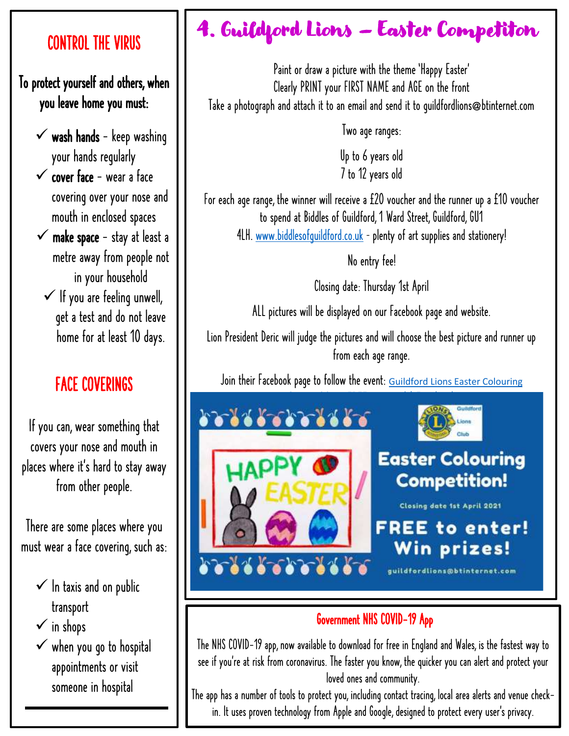## CONTROL THE VIRUS

**To protect yourself and others, when you leave home you must:**

- ✓ **wash hands** – keep washing your hands regularly
- ✓ **cover face** – wear a face covering over your nose and mouth in enclosed spaces
- ✓ **make space** – stay at least a metre away from people not in your household
- ✓ If you are feeling unwell, get a test and do not leave home for at least 10 days.

## FACE COVERINGS

If you can, wear something that covers your nose and mouth in places where it's hard to stay away from other people.

There are some places where you must wear a face covering, such as:

- ✓ In taxis and on public transport
- ✓ in shops
- ✓ when you go to hospital appointments or visit someone in hospital

# 4. Guildford Lions – Easter Competiton

Paint or draw a picture with the theme 'Happy Easter'
Clearly PRINT your FIRST NAME and AGE on the front
Take a photograph and attach it to an email and send it to guildfordlions@btinternet.com

Two age ranges:

Up to 6 years old
7 to 12 years old

For each age range, the winner will receive a £20 voucher and the runner up a £10 voucher to spend at Biddles of Guildford, 1 Ward Street, Guildford, GU1 4LH. [www.biddlesofguildford.co.uk](http://www.biddlesofguildford.co.uk) - plenty of art supplies and stationery!

No entry fee!

Closing date: Thursday 1st April

ALL pictures will be displayed on our Facebook page and website.

Lion President Deric will judge the pictures and will choose the best picture and runner up from each age range.

Join their Facebook page to follow the event: Guildford Lions Easter Colouring

## Government NHS COVID-19 App

The NHS COVID-19 app, now available to download for free in England and Wales, is the fastest way to see if you're at risk from coronavirus. The faster you know, the quicker you can alert and protect your loved ones and community.

The app has a number of tools to protect you, including contact tracing, local area alerts and venue check-in. It uses proven technology from Apple and Google, designed to protect every user's privacy.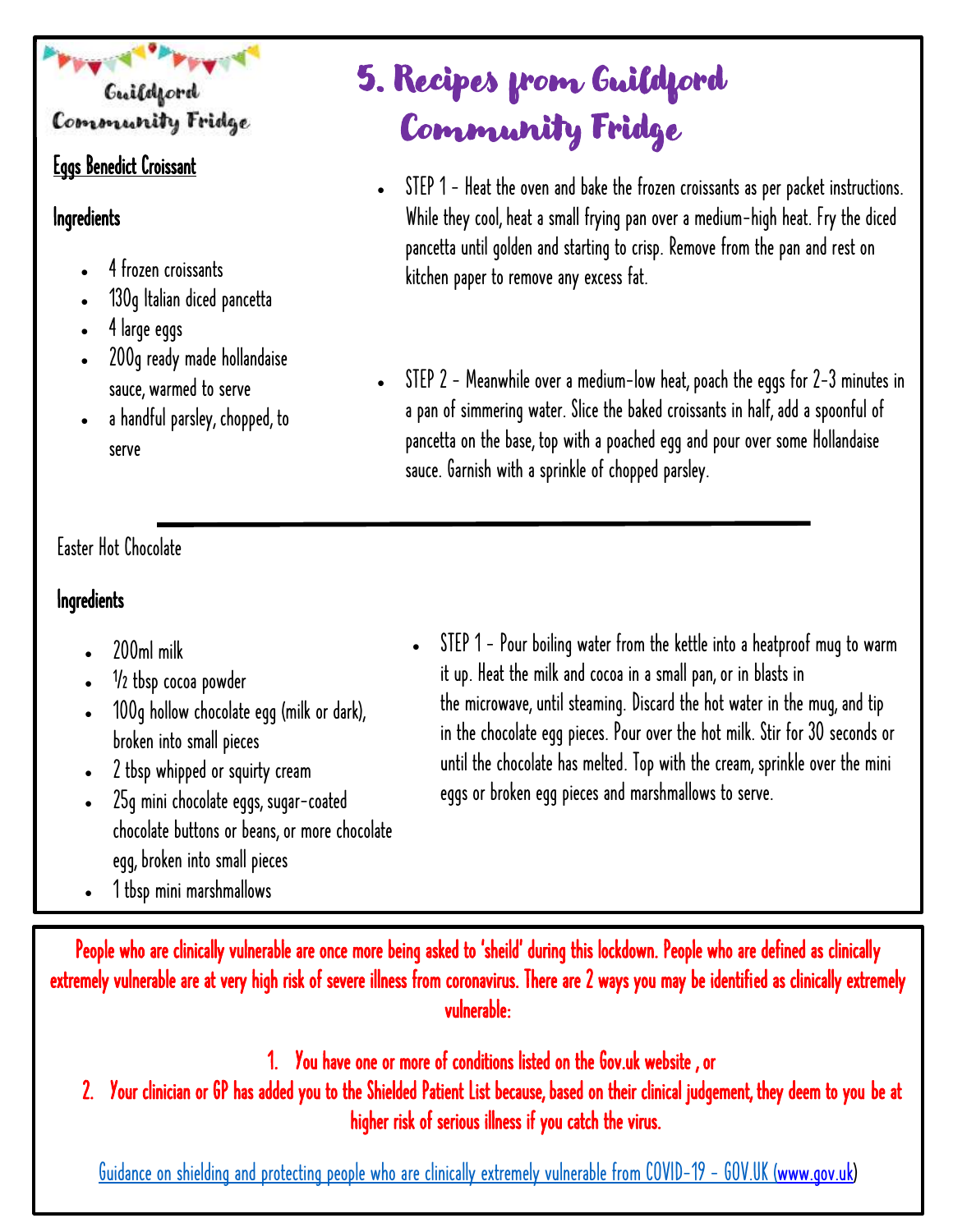Guildford Community Fridge

# 5. Recipes from Guildford Community Fridge

## Eggs Benedict Croissant

### Ingredients

- 4 frozen croissants
- 130g Italian diced pancetta
- 4 large eggs
- 200g ready made hollandaise sauce, warmed to serve
- a handful parsley, chopped, to serve

- STEP 1 – Heat the oven and bake the frozen croissants as per packet instructions. While they cool, heat a small frying pan over a medium-high heat. Fry the diced pancetta until golden and starting to crisp. Remove from the pan and rest on kitchen paper to remove any excess fat.

- STEP 2 – Meanwhile over a medium-low heat, poach the eggs for 2-3 minutes in a pan of simmering water. Slice the baked croissants in half, add a spoonful of pancetta on the base, top with a poached egg and pour over some Hollandaise sauce. Garnish with a sprinkle of chopped parsley.

---

## Easter Hot Chocolate

### Ingredients

- 200ml milk
- ½ tbsp cocoa powder
- 100g hollow chocolate egg (milk or dark), broken into small pieces
- 2 tbsp whipped or squirty cream
- 25g mini chocolate eggs, sugar-coated chocolate buttons or beans, or more chocolate egg, broken into small pieces
- 1 tbsp mini marshmallows

- STEP 1 – Pour boiling water from the kettle into a heatproof mug to warm it up. Heat the milk and cocoa in a small pan, or in blasts in the microwave, until steaming. Discard the hot water in the mug, and tip in the chocolate egg pieces. Pour over the hot milk. Stir for 30 seconds or until the chocolate has melted. Top with the cream, sprinkle over the mini eggs or broken egg pieces and marshmallows to serve.

---

**People who are clinically vulnerable are once more being asked to 'sheild' during this lockdown. People who are defined as clinically extremely vulnerable are at very high risk of severe illness from coronavirus. There are 2 ways you may be identified as clinically extremely vulnerable:**

1. **You have one or more of conditions listed on the Gov.uk website , or**
2. **Your clinician or GP has added you to the Shielded Patient List because, based on their clinical judgement, they deem to you be at higher risk of serious illness if you catch the virus.**

[Guidance on shielding and protecting people who are clinically extremely vulnerable from COVID-19 - GOV.UK (www.gov.uk)]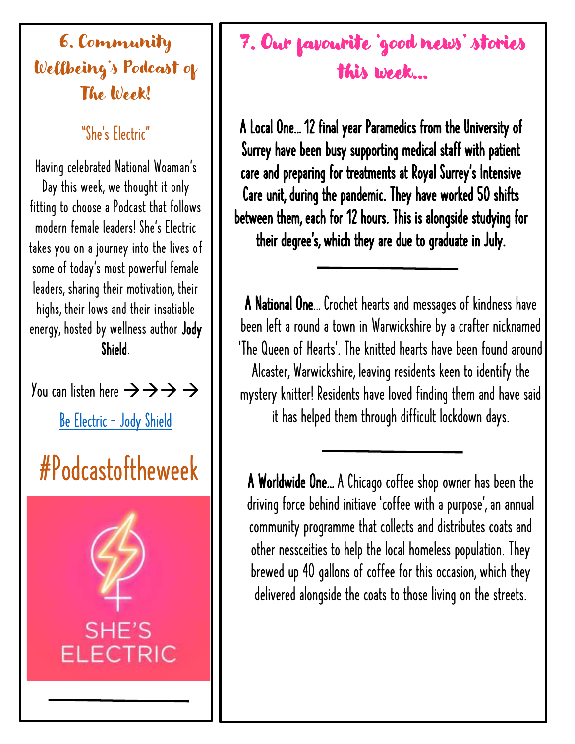## 6. Community Wellbeing's Podcast of The Week!

### "She's Electric"

Having celebrated National Woaman's Day this week, we thought it only fitting to choose a Podcast that follows modern female leaders! She's Electric takes you on a journey into the lives of some of today's most powerful female leaders, sharing their motivation, their highs, their lows and their insatiable energy, hosted by wellness author **Jody Shield**.

You can listen here →→→ →

Be Electric - Jody Shield

# #Podcastoftheweek

SHE'S ELECTRIC

---

## 7. Our favourite 'good news' stories this week...

**A Local One... 12 final year Paramedics from the University of Surrey have been busy supporting medical staff with patient care and preparing for treatments at Royal Surrey's Intensive Care unit, during the pandemic. They have worked 50 shifts between them, each for 12 hours. This is alongside studying for their degree's, which they are due to graduate in July.**

---

**A National One**... Crochet hearts and messages of kindness have been left a round a town in Warwickshire by a crafter nicknamed 'The Queen of Hearts'. The knitted hearts have been found around Alcaster, Warwickshire, leaving residents keen to identify the mystery knitter! Residents have loved finding them and have said it has helped them through difficult lockdown days.

---

**A Worldwide One...** A Chicago coffee shop owner has been the driving force behind initiave 'coffee with a purpose', an annual community programme that collects and distributes coats and other nessceities to help the local homeless population. They brewed up 40 gallons of coffee for this occasion, which they delivered alongside the coats to those living on the streets.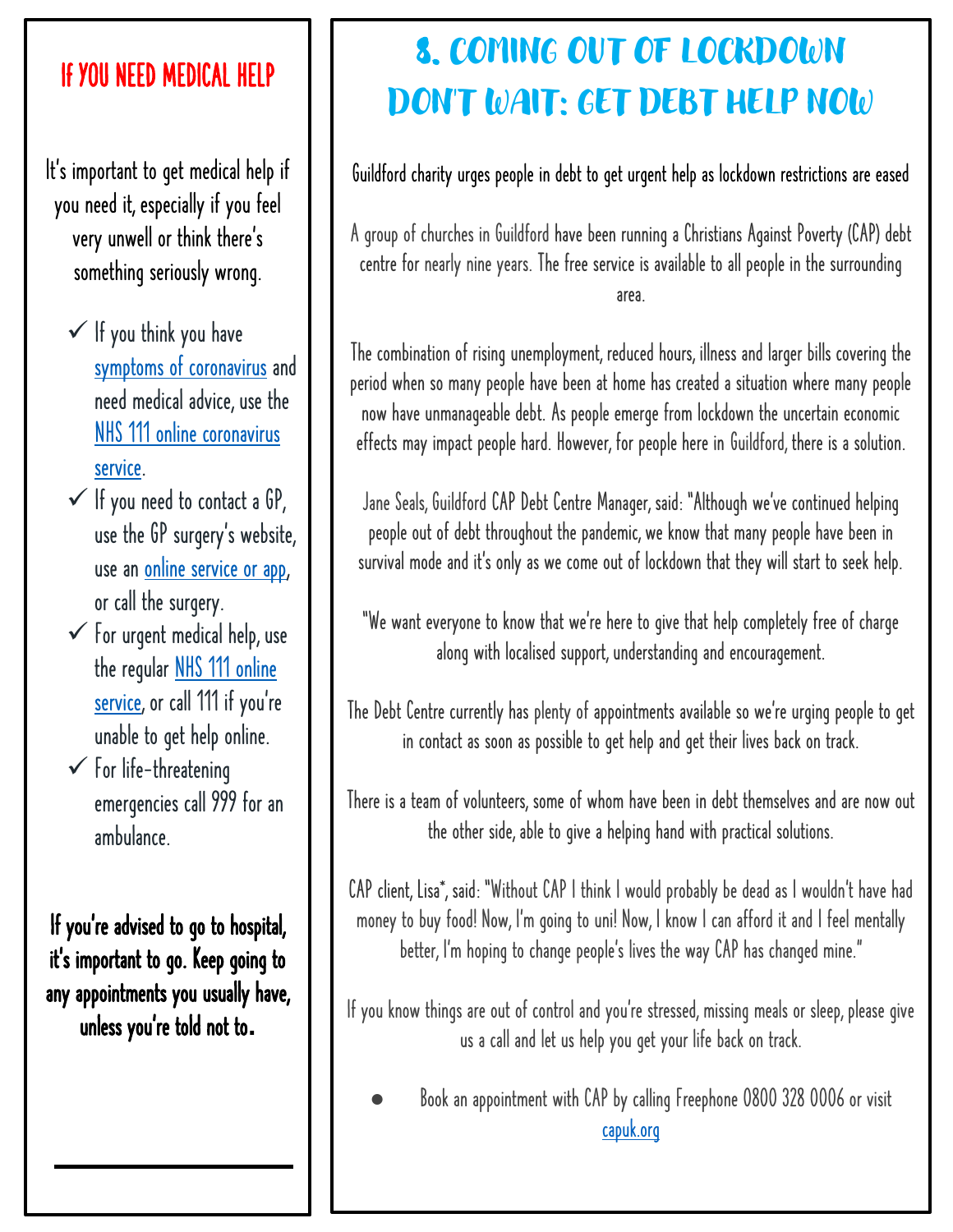## If you need medical help

It's important to get medical help if you need it, especially if you feel very unwell or think there's something seriously wrong.

- ✓ If you think you have symptoms of coronavirus and need medical advice, use the NHS 111 online coronavirus service.
- ✓ If you need to contact a GP, use the GP surgery's website, use an online service or app, or call the surgery.
- ✓ For urgent medical help, use the regular NHS 111 online service, or call 111 if you're unable to get help online.
- ✓ For life-threatening emergencies call 999 for an ambulance.

**If you're advised to go to hospital, it's important to go. Keep going to any appointments you usually have, unless you're told not to.**

# 8. Coming out of lockdown don't wait: get debt help now

Guildford charity urges people in debt to get urgent help as lockdown restrictions are eased

A group of churches in Guildford have been running a Christians Against Poverty (CAP) debt centre for nearly nine years. The free service is available to all people in the surrounding area.

The combination of rising unemployment, reduced hours, illness and larger bills covering the period when so many people have been at home has created a situation where many people now have unmanageable debt. As people emerge from lockdown the uncertain economic effects may impact people hard. However, for people here in Guildford, there is a solution.

Jane Seals, Guildford CAP Debt Centre Manager, said: "Although we've continued helping people out of debt throughout the pandemic, we know that many people have been in survival mode and it's only as we come out of lockdown that they will start to seek help.

"We want everyone to know that we're here to give that help completely free of charge along with localised support, understanding and encouragement.

The Debt Centre currently has plenty of appointments available so we're urging people to get in contact as soon as possible to get help and get their lives back on track.

There is a team of volunteers, some of whom have been in debt themselves and are now out the other side, able to give a helping hand with practical solutions.

CAP client, Lisa*, said: "Without CAP I think I would probably be dead as I wouldn't have had money to buy food! Now, I'm going to uni! Now, I know I can afford it and I feel mentally better, I'm hoping to change people's lives the way CAP has changed mine."

If you know things are out of control and you're stressed, missing meals or sleep, please give us a call and let us help you get your life back on track.

- Book an appointment with CAP by calling Freephone 0800 328 0006 or visit capuk.org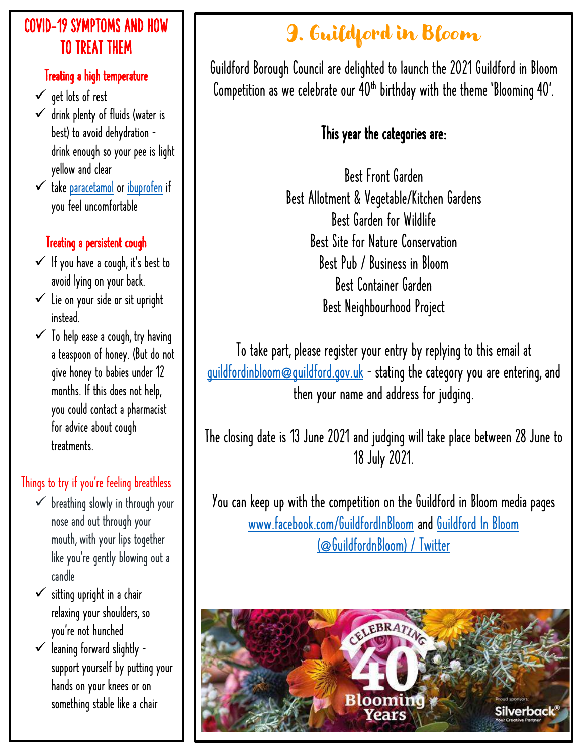## COVID-19 SYMPTOMS AND HOW TO TREAT THEM

### Treating a high temperature

- ✓ get lots of rest
- ✓ drink plenty of fluids (water is best) to avoid dehydration - drink enough so your pee is light yellow and clear
- ✓ take paracetamol or ibuprofen if you feel uncomfortable

### Treating a persistent cough

- ✓ If you have a cough, it's best to avoid lying on your back.
- ✓ Lie on your side or sit upright instead.
- ✓ To help ease a cough, try having a teaspoon of honey. (But do not give honey to babies under 12 months. If this does not help, you could contact a pharmacist for advice about cough treatments.

### Things to try if you're feeling breathless

- ✓ breathing slowly in through your nose and out through your mouth, with your lips together like you're gently blowing out a candle
- ✓ sitting upright in a chair relaxing your shoulders, so you're not hunched
- ✓ leaning forward slightly - support yourself by putting your hands on your knees or on something stable like a chair

## 9. Guildford in Bloom

Guildford Borough Council are delighted to launch the 2021 Guildford in Bloom Competition as we celebrate our 40th birthday with the theme 'Blooming 40'.

**This year the categories are:**

Best Front Garden
Best Allotment & Vegetable/Kitchen Gardens
Best Garden for Wildlife
Best Site for Nature Conservation
Best Pub / Business in Bloom
Best Container Garden
Best Neighbourhood Project

To take part, please register your entry by replying to this email at guildfordinbloom@guildford.gov.uk - stating the category you are entering, and then your name and address for judging.

The closing date is 13 June 2021 and judging will take place between 28 June to 18 July 2021.

You can keep up with the competition on the Guildford in Bloom media pages www.facebook.com/GuildfordInBloom and Guildford In Bloom (@GuildfordnBloom) / Twitter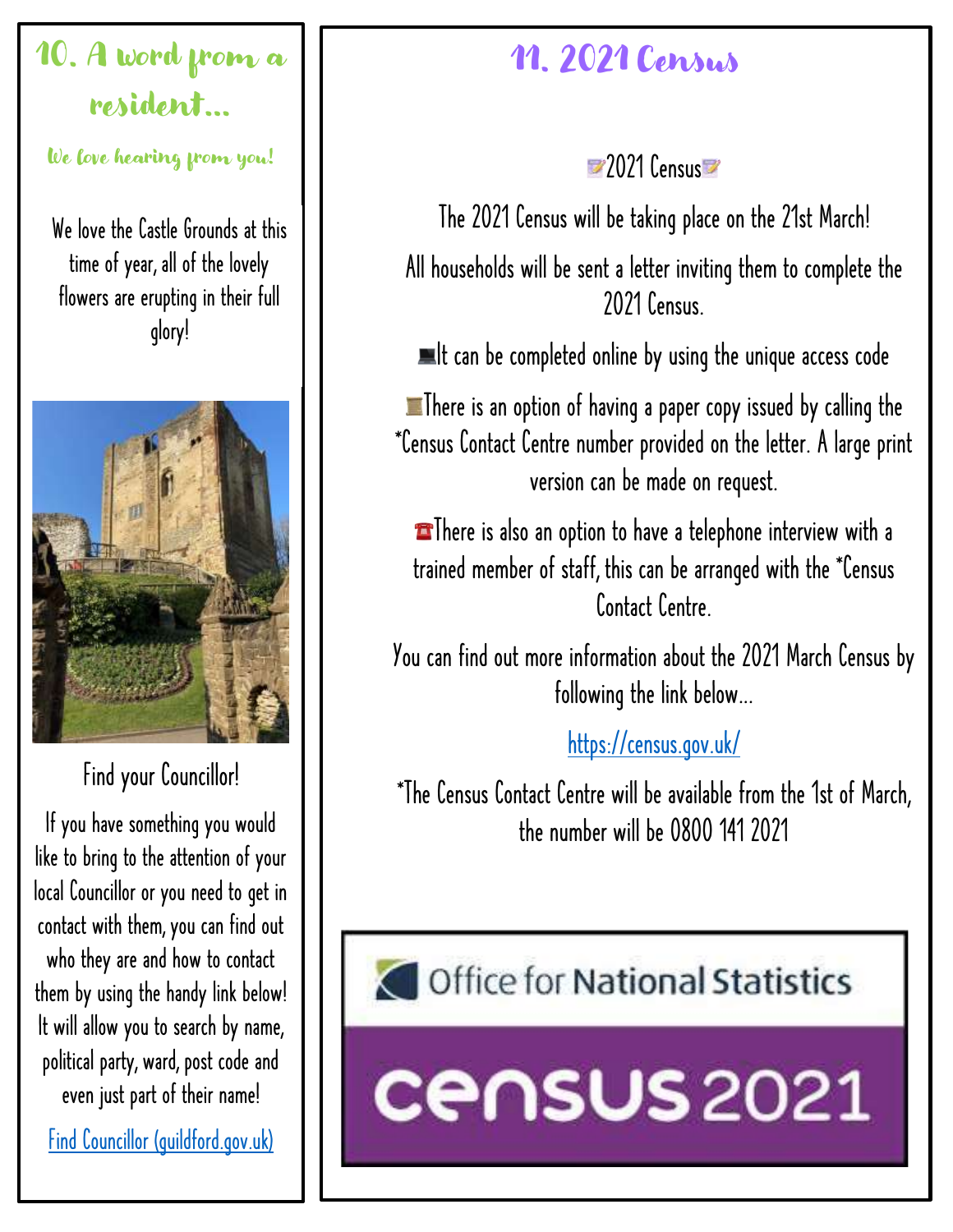## 10. A word from a resident...

*We love hearing from you!*

We love the Castle Grounds at this time of year, all of the lovely flowers are erupting in their full glory!

Find your Councillor!

If you have something you would like to bring to the attention of your local Councillor or you need to get in contact with them, you can find out who they are and how to contact them by using the handy link below! It will allow you to search by name, political party, ward, post code and even just part of their name!

[Find Councillor (guildford.gov.uk)](Find Councillor (guildford.gov.uk))

## 11. 2021 Census

📝2021 Census📝

The 2021 Census will be taking place on the 21st March!

All households will be sent a letter inviting them to complete the 2021 Census.

💻It can be completed online by using the unique access code

📜There is an option of having a paper copy issued by calling the *Census Contact Centre number provided on the letter. A large print version can be made on request.

☎There is also an option to have a telephone interview with a trained member of staff, this can be arranged with the *Census Contact Centre.

You can find out more information about the 2021 March Census by following the link below...

https://census.gov.uk/

*The Census Contact Centre will be available from the 1st of March, the number will be 0800 141 2021

Office for National Statistics

census 2021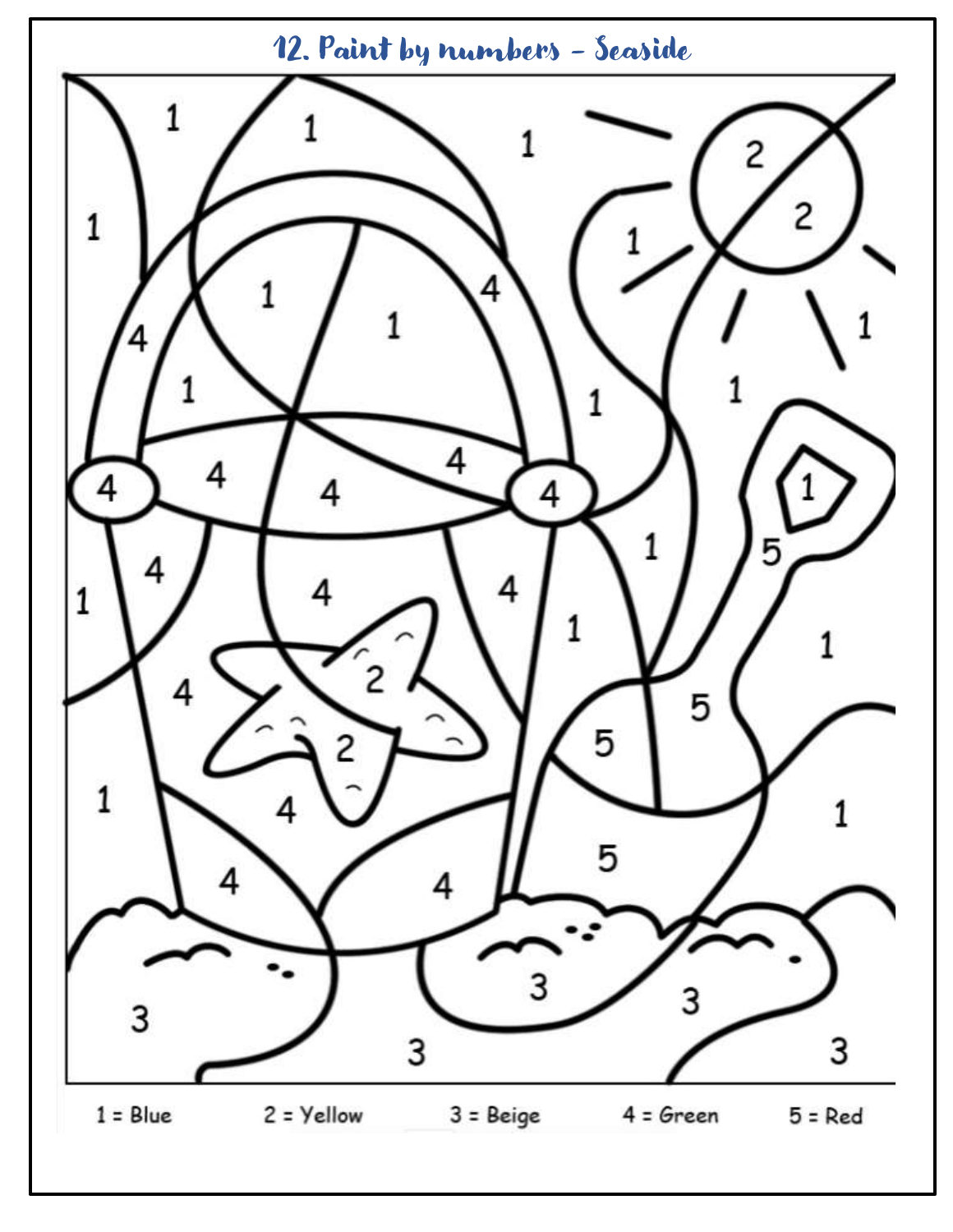# 12. Paint by numbers – Seaside

1 = Blue    2 = Yellow    3 = Beige    4 = Green    5 = Red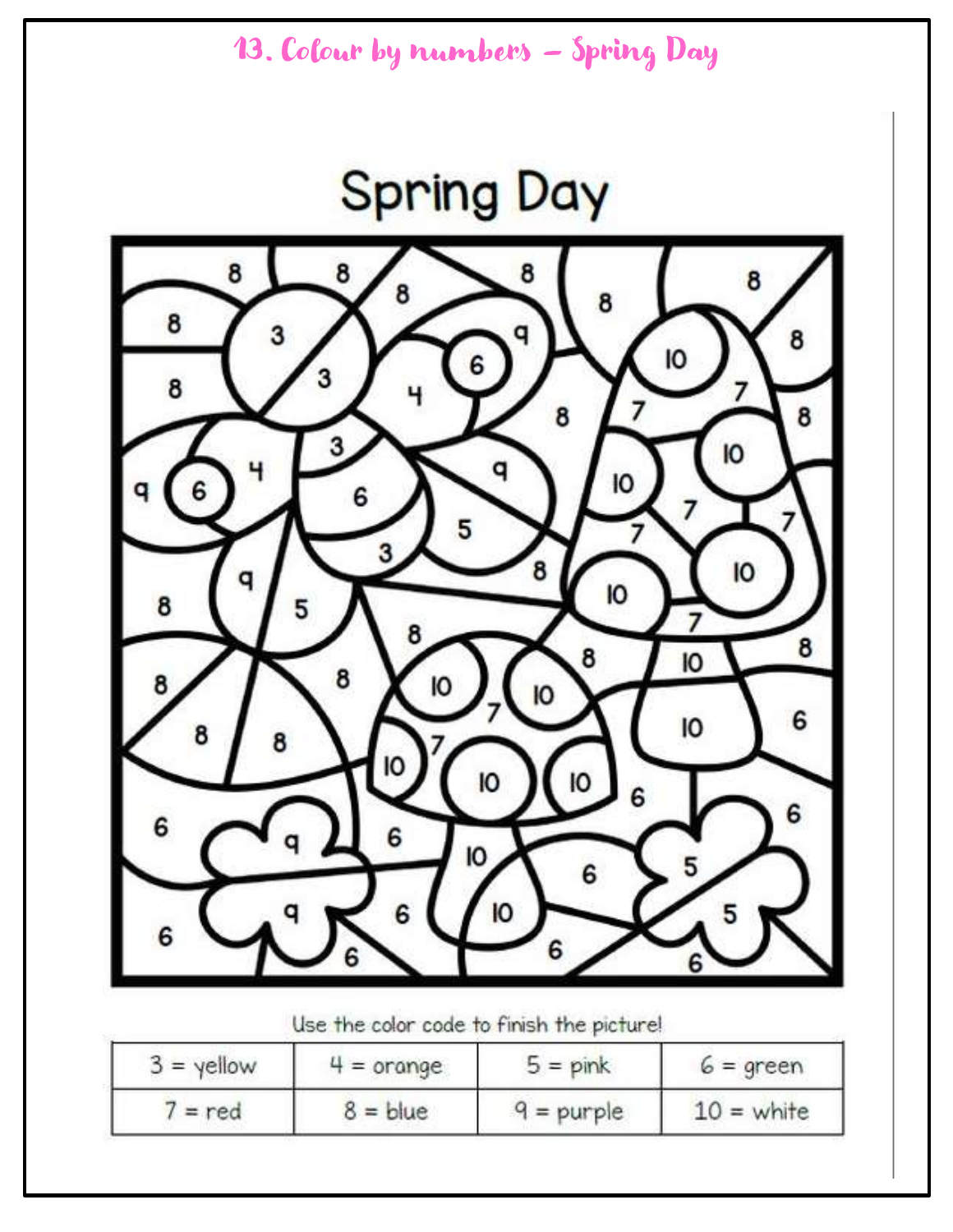# 13. Colour by numbers – Spring Day

## Spring Day

Use the color code to finish the picture!

| | | | |
|---|---|---|---|
| 3 = yellow | 4 = orange | 5 = pink | 6 = green |
| 7 = red | 8 = blue | 9 = purple | 10 = white |